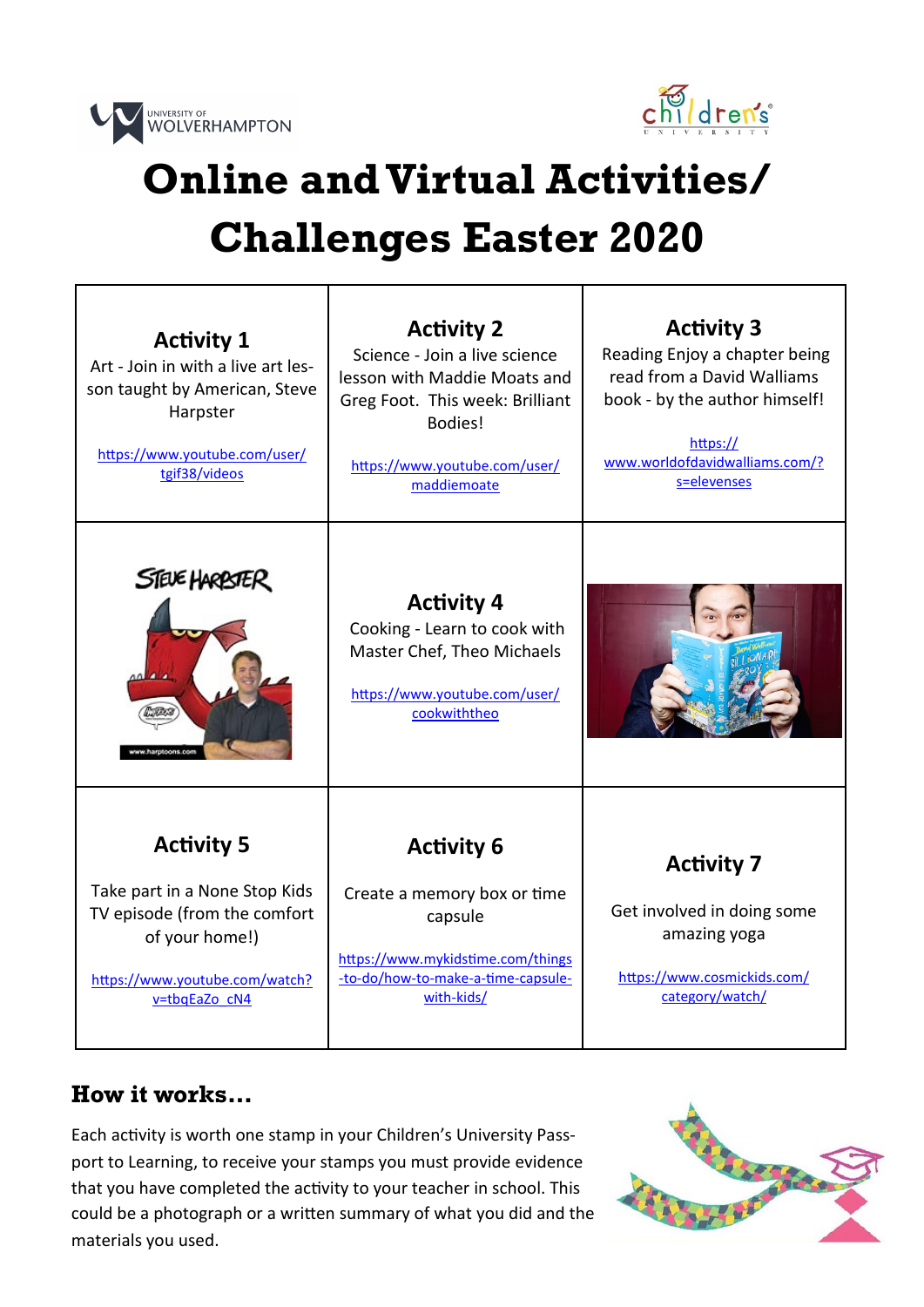# Online and Virtual Activities/ Challenges Easter 2020

| | | |
|---|---|---|
| **Activity 1**<br>Art - Join in with a live art lesson taught by American, Steve Harpster<br>https://www.youtube.com/user/tgif38/videos | **Activity 2**<br>Science - Join a live science lesson with Maddie Moats and Greg Foot. This week: Brilliant Bodies!<br>https://www.youtube.com/user/maddiemoate | **Activity 3**<br>Reading Enjoy a chapter being read from a David Walliams book - by the author himself!<br>https://www.worldofdavidwalliams.com/?s=elevenses |
| | **Activity 4**<br>Cooking - Learn to cook with Master Chef, Theo Michaels<br>https://www.youtube.com/user/cookwiththeo | |
| **Activity 5**<br>Take part in a None Stop Kids TV episode (from the comfort of your home!)<br>https://www.youtube.com/watch?v=tbqEaZo_cN4 | **Activity 6**<br>Create a memory box or time capsule<br>https://www.mykidstime.com/things-to-do/how-to-make-a-time-capsule-with-kids/ | **Activity 7**<br>Get involved in doing some amazing yoga<br>https://www.cosmickids.com/category/watch/ |

## How it works...

Each activity is worth one stamp in your Children's University Passport to Learning, to receive your stamps you must provide evidence that you have completed the activity to your teacher in school. This could be a photograph or a written summary of what you did and the materials you used.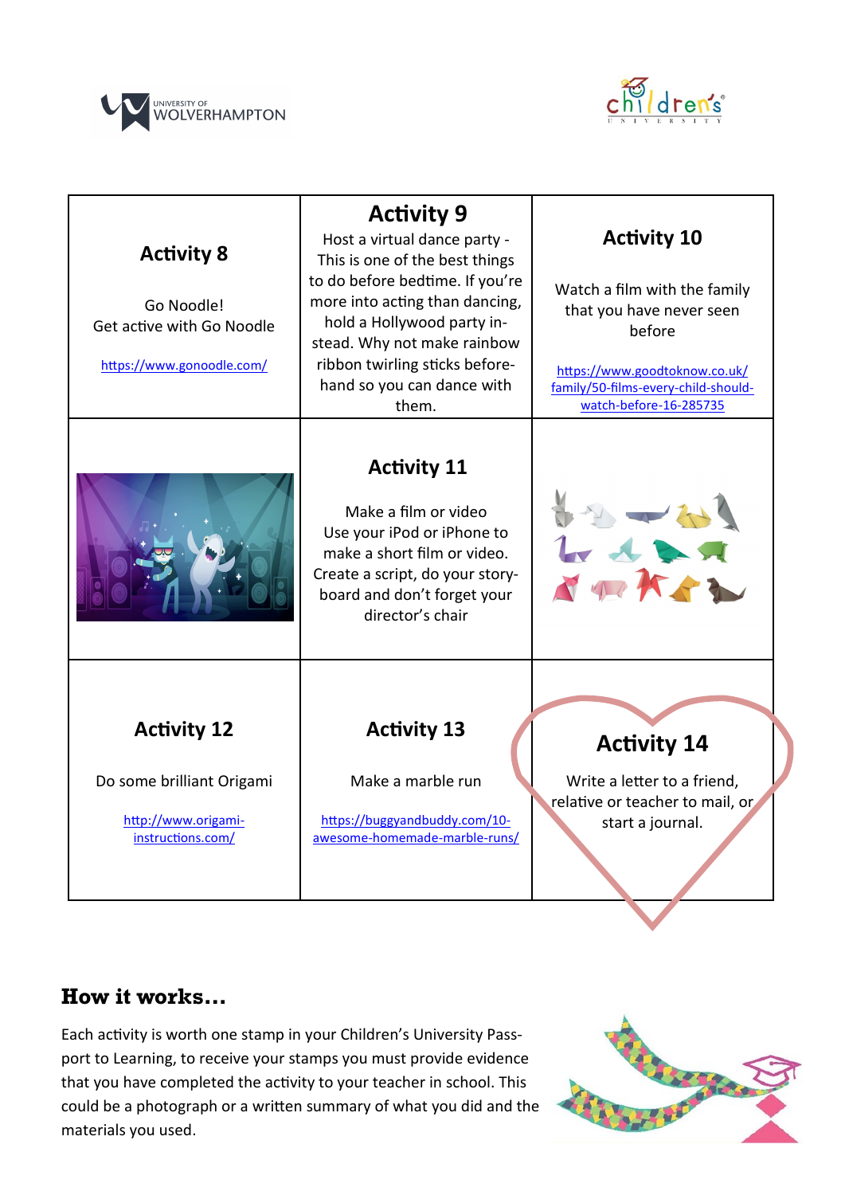| | | |
|---|---|---|
| **Activity 8**<br><br>Go Noodle!<br>Get active with Go Noodle<br><br>https://www.gonoodle.com/ | **Activity 9**<br>Host a virtual dance party - This is one of the best things to do before bedtime. If you're more into acting than dancing, hold a Hollywood party instead. Why not make rainbow ribbon twirling sticks beforehand so you can dance with them. | **Activity 10**<br><br>Watch a film with the family that you have never seen before<br><br>https://www.goodtoknow.co.uk/family/50-films-every-child-should-watch-before-16-285735 |
| | **Activity 11**<br><br>Make a film or video<br>Use your iPod or iPhone to make a short film or video. Create a script, do your storyboard and don't forget your director's chair | |
| **Activity 12**<br><br>Do some brilliant Origami<br><br>http://www.origami-instructions.com/ | **Activity 13**<br><br>Make a marble run<br><br>https://buggyandbuddy.com/10-awesome-homemade-marble-runs/ | **Activity 14**<br><br>Write a letter to a friend, relative or teacher to mail, or start a journal. |

## How it works…

Each activity is worth one stamp in your Children's University Passport to Learning, to receive your stamps you must provide evidence that you have completed the activity to your teacher in school. This could be a photograph or a written summary of what you did and the materials you used.